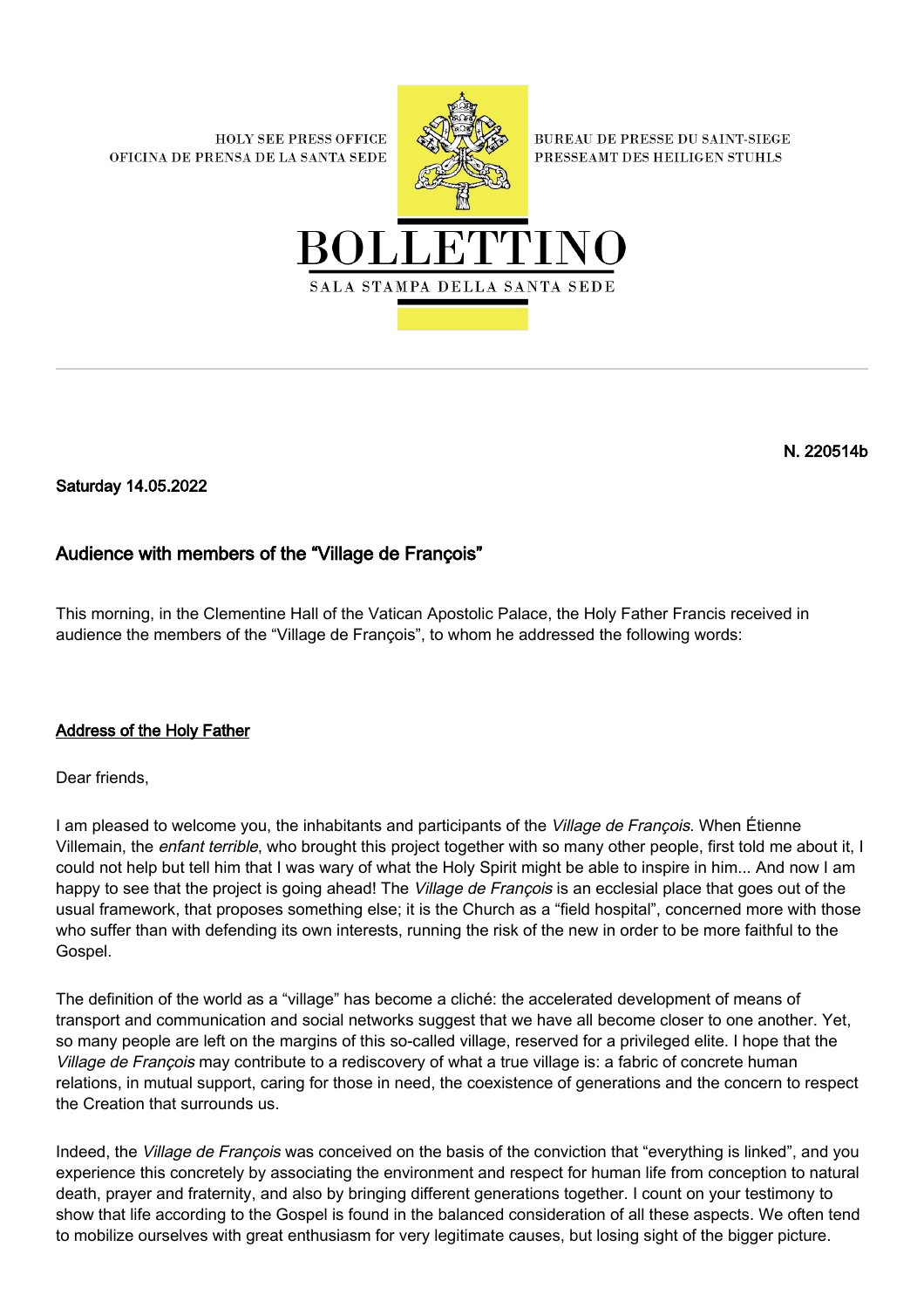HOLY SEE PRESS OFFICE
OFICINA DE PRENSA DE LA SANTA SEDE

BUREAU DE PRESSE DU SAINT-SIEGE
PRESSEAMT DES HEILIGEN STUHLS

# BOLLETTINO

SALA STAMPA DELLA SANTA SEDE

---

**N. 220514b**

**Saturday 14.05.2022**

## Audience with members of the "Village de François"

This morning, in the Clementine Hall of the Vatican Apostolic Palace, the Holy Father Francis received in audience the members of the "Village de François", to whom he addressed the following words:

### Address of the Holy Father

Dear friends,

I am pleased to welcome you, the inhabitants and participants of the *Village de François*. When Étienne Villemain, the *enfant terrible*, who brought this project together with so many other people, first told me about it, I could not help but tell him that I was wary of what the Holy Spirit might be able to inspire in him... And now I am happy to see that the project is going ahead! The *Village de François* is an ecclesial place that goes out of the usual framework, that proposes something else; it is the Church as a "field hospital", concerned more with those who suffer than with defending its own interests, running the risk of the new in order to be more faithful to the Gospel.

The definition of the world as a "village" has become a cliché: the accelerated development of means of transport and communication and social networks suggest that we have all become closer to one another. Yet, so many people are left on the margins of this so-called village, reserved for a privileged elite. I hope that the *Village de François* may contribute to a rediscovery of what a true village is: a fabric of concrete human relations, in mutual support, caring for those in need, the coexistence of generations and the concern to respect the Creation that surrounds us.

Indeed, the *Village de François* was conceived on the basis of the conviction that "everything is linked", and you experience this concretely by associating the environment and respect for human life from conception to natural death, prayer and fraternity, and also by bringing different generations together. I count on your testimony to show that life according to the Gospel is found in the balanced consideration of all these aspects. We often tend to mobilize ourselves with great enthusiasm for very legitimate causes, but losing sight of the bigger picture.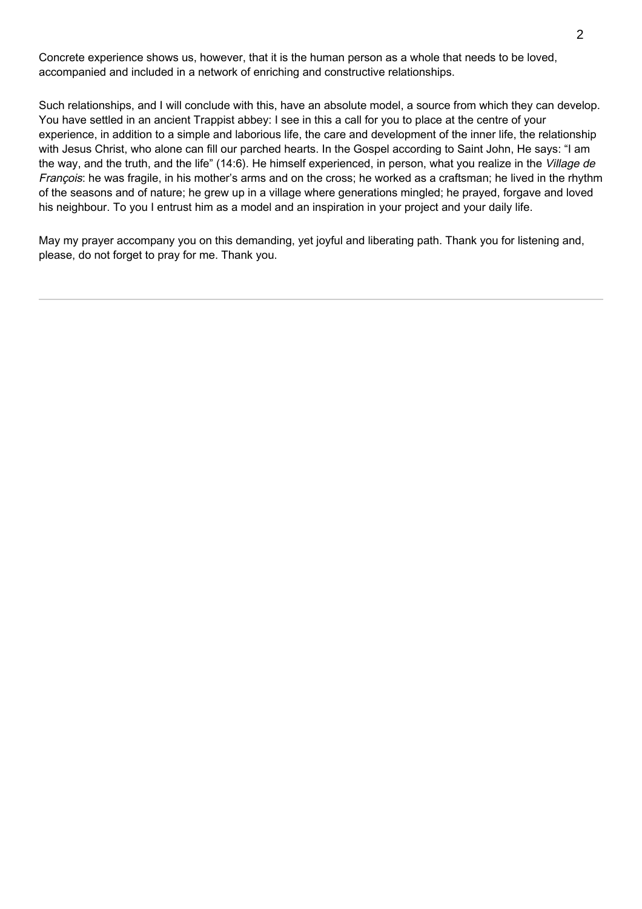Concrete experience shows us, however, that it is the human person as a whole that needs to be loved, accompanied and included in a network of enriching and constructive relationships.

Such relationships, and I will conclude with this, have an absolute model, a source from which they can develop. You have settled in an ancient Trappist abbey: I see in this a call for you to place at the centre of your experience, in addition to a simple and laborious life, the care and development of the inner life, the relationship with Jesus Christ, who alone can fill our parched hearts. In the Gospel according to Saint John, He says: "I am the way, and the truth, and the life" (14:6). He himself experienced, in person, what you realize in the *Village de François*: he was fragile, in his mother's arms and on the cross; he worked as a craftsman; he lived in the rhythm of the seasons and of nature; he grew up in a village where generations mingled; he prayed, forgave and loved his neighbour. To you I entrust him as a model and an inspiration in your project and your daily life.

May my prayer accompany you on this demanding, yet joyful and liberating path. Thank you for listening and, please, do not forget to pray for me. Thank you.